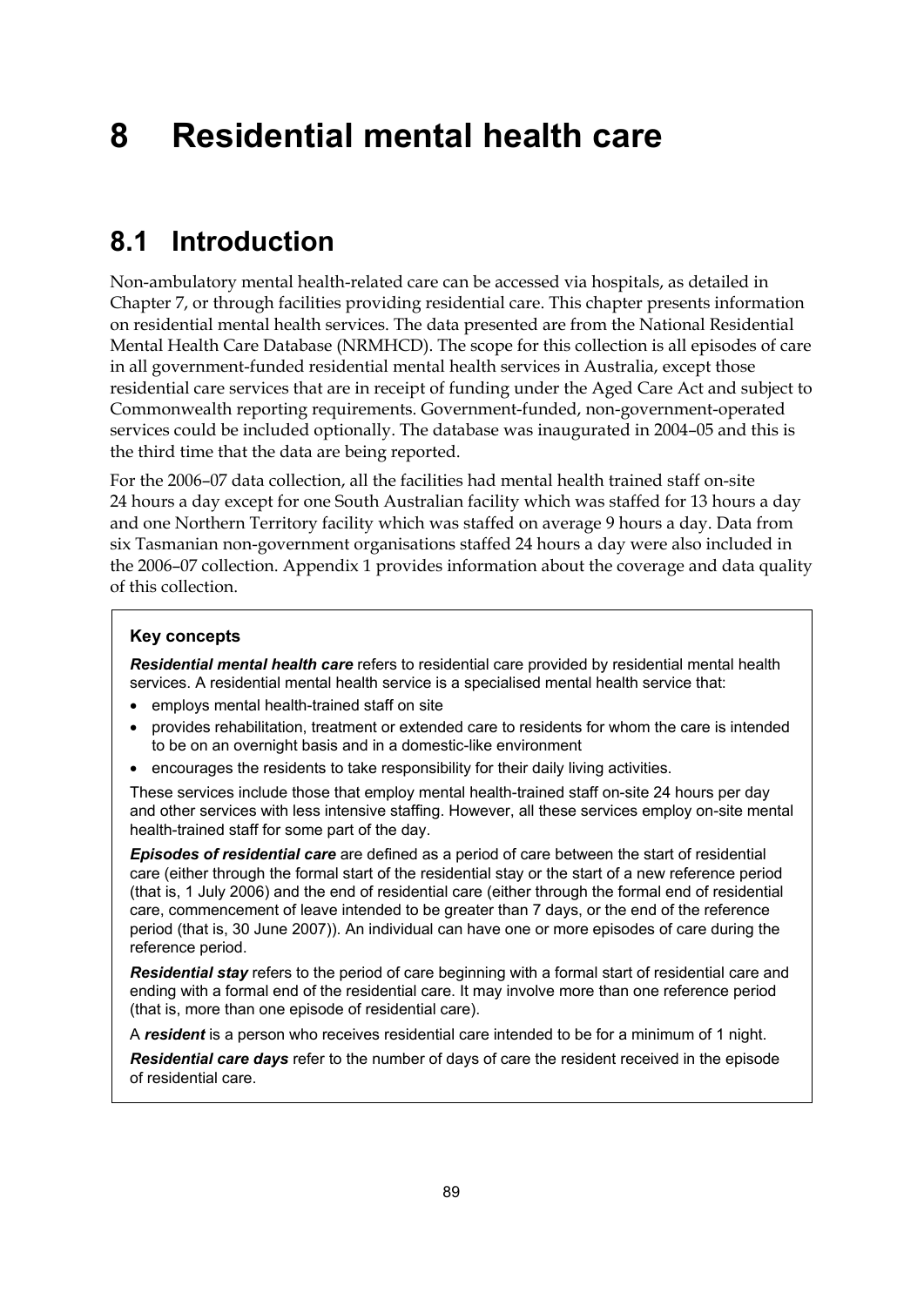# 8 Residential mental health care

## 8.1 Introduction

Non-ambulatory mental health-related care can be accessed via hospitals, as detailed in Chapter 7, or through facilities providing residential care. This chapter presents information on residential mental health services. The data presented are from the National Residential Mental Health Care Database (NRMHCD). The scope for this collection is all episodes of care in all government-funded residential mental health services in Australia, except those residential care services that are in receipt of funding under the Aged Care Act and subject to Commonwealth reporting requirements. Government-funded, non-government-operated services could be included optionally. The database was inaugurated in 2004–05 and this is the third time that the data are being reported.

For the 2006–07 data collection, all the facilities had mental health trained staff on-site 24 hours a day except for one South Australian facility which was staffed for 13 hours a day and one Northern Territory facility which was staffed on average 9 hours a day. Data from six Tasmanian non-government organisations staffed 24 hours a day were also included in the 2006–07 collection. Appendix 1 provides information about the coverage and data quality of this collection.

> **Key concepts**
>
> ***Residential mental health care*** refers to residential care provided by residential mental health services. A residential mental health service is a specialised mental health service that:
>
> - employs mental health-trained staff on site
> - provides rehabilitation, treatment or extended care to residents for whom the care is intended to be on an overnight basis and in a domestic-like environment
> - encourages the residents to take responsibility for their daily living activities.
>
> These services include those that employ mental health-trained staff on-site 24 hours per day and other services with less intensive staffing. However, all these services employ on-site mental health-trained staff for some part of the day.
>
> ***Episodes of residential care*** are defined as a period of care between the start of residential care (either through the formal start of the residential stay or the start of a new reference period (that is, 1 July 2006) and the end of residential care (either through the formal end of residential care, commencement of leave intended to be greater than 7 days, or the end of the reference period (that is, 30 June 2007)). An individual can have one or more episodes of care during the reference period.
>
> ***Residential stay*** refers to the period of care beginning with a formal start of residential care and ending with a formal end of the residential care. It may involve more than one reference period (that is, more than one episode of residential care).
>
> A ***resident*** is a person who receives residential care intended to be for a minimum of 1 night.
>
> ***Residential care days*** refer to the number of days of care the resident received in the episode of residential care.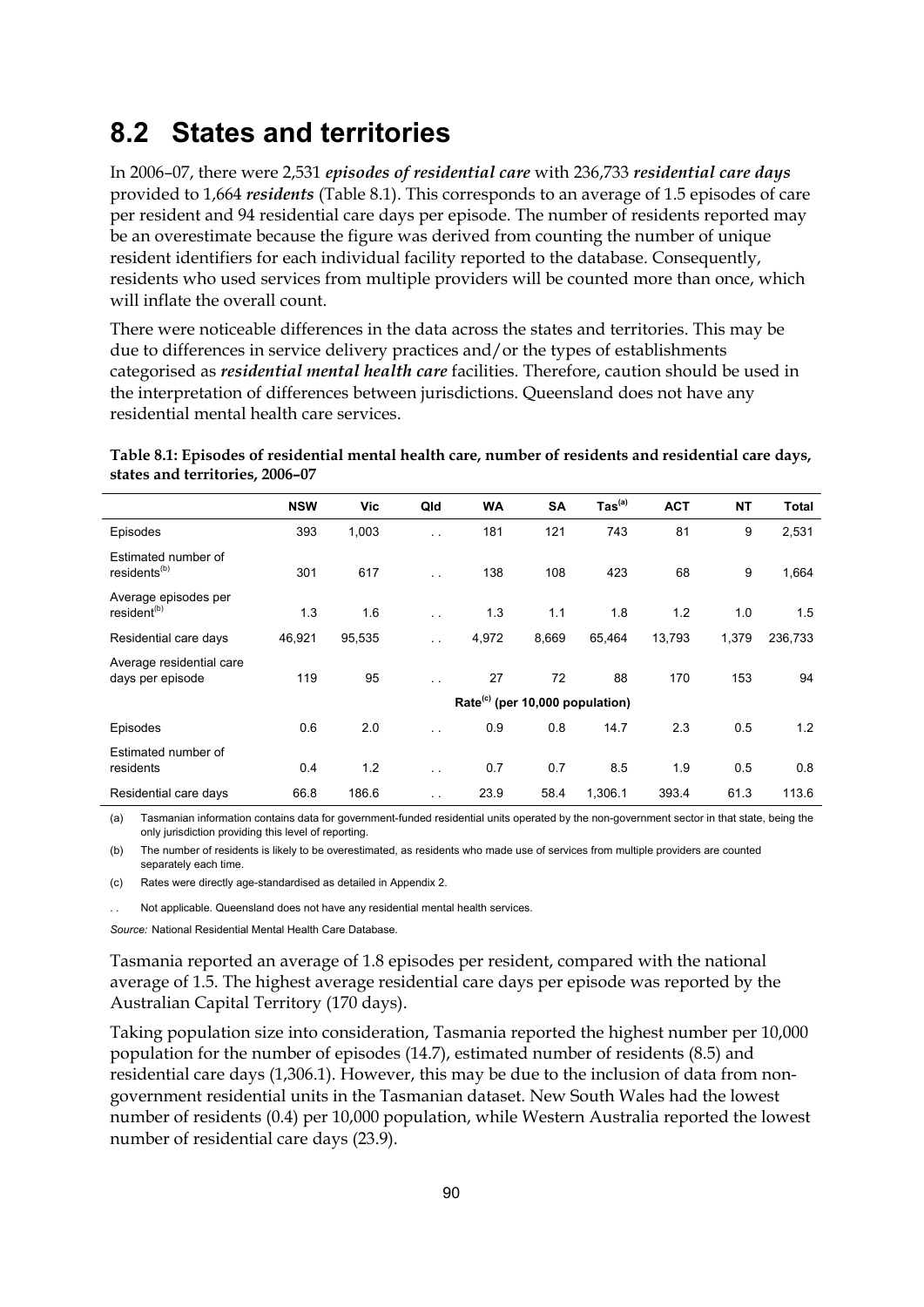## 8.2 States and territories

In 2006–07, there were 2,531 ***episodes of residential care*** with 236,733 ***residential care days*** provided to 1,664 ***residents*** (Table 8.1). This corresponds to an average of 1.5 episodes of care per resident and 94 residential care days per episode. The number of residents reported may be an overestimate because the figure was derived from counting the number of unique resident identifiers for each individual facility reported to the database. Consequently, residents who used services from multiple providers will be counted more than once, which will inflate the overall count.

There were noticeable differences in the data across the states and territories. This may be due to differences in service delivery practices and/or the types of establishments categorised as ***residential mental health care*** facilities. Therefore, caution should be used in the interpretation of differences between jurisdictions. Queensland does not have any residential mental health care services.

**Table 8.1: Episodes of residential mental health care, number of residents and residential care days, states and territories, 2006–07**

| | NSW | Vic | Qld | WA | SA | Tas[(a)] | ACT | NT | Total |
|---|---|---|---|---|---|---|---|---|---|
| Episodes | 393 | 1,003 | . . | 181 | 121 | 743 | 81 | 9 | 2,531 |
| Estimated number of residents[(b)] | 301 | 617 | . . | 138 | 108 | 423 | 68 | 9 | 1,664 |
| Average episodes per resident[(b)] | 1.3 | 1.6 | . . | 1.3 | 1.1 | 1.8 | 1.2 | 1.0 | 1.5 |
| Residential care days | 46,921 | 95,535 | . . | 4,972 | 8,669 | 65,464 | 13,793 | 1,379 | 236,733 |
| Average residential care days per episode | 119 | 95 | . . | 27 | 72 | 88 | 170 | 153 | 94 |
| | | | | Rate[(c)] (per 10,000 population) | | | | | |
| Episodes | 0.6 | 2.0 | . . | 0.9 | 0.8 | 14.7 | 2.3 | 0.5 | 1.2 |
| Estimated number of residents | 0.4 | 1.2 | . . | 0.7 | 0.7 | 8.5 | 1.9 | 0.5 | 0.8 |
| Residential care days | 66.8 | 186.6 | . . | 23.9 | 58.4 | 1,306.1 | 393.4 | 61.3 | 113.6 |

(a) Tasmanian information contains data for government-funded residential units operated by the non-government sector in that state, being the only jurisdiction providing this level of reporting.

(b) The number of residents is likely to be overestimated, as residents who made use of services from multiple providers are counted separately each time.

(c) Rates were directly age-standardised as detailed in Appendix 2.

. . Not applicable. Queensland does not have any residential mental health services.

*Source:* National Residential Mental Health Care Database.

Tasmania reported an average of 1.8 episodes per resident, compared with the national average of 1.5. The highest average residential care days per episode was reported by the Australian Capital Territory (170 days).

Taking population size into consideration, Tasmania reported the highest number per 10,000 population for the number of episodes (14.7), estimated number of residents (8.5) and residential care days (1,306.1). However, this may be due to the inclusion of data from non-government residential units in the Tasmanian dataset. New South Wales had the lowest number of residents (0.4) per 10,000 population, while Western Australia reported the lowest number of residential care days (23.9).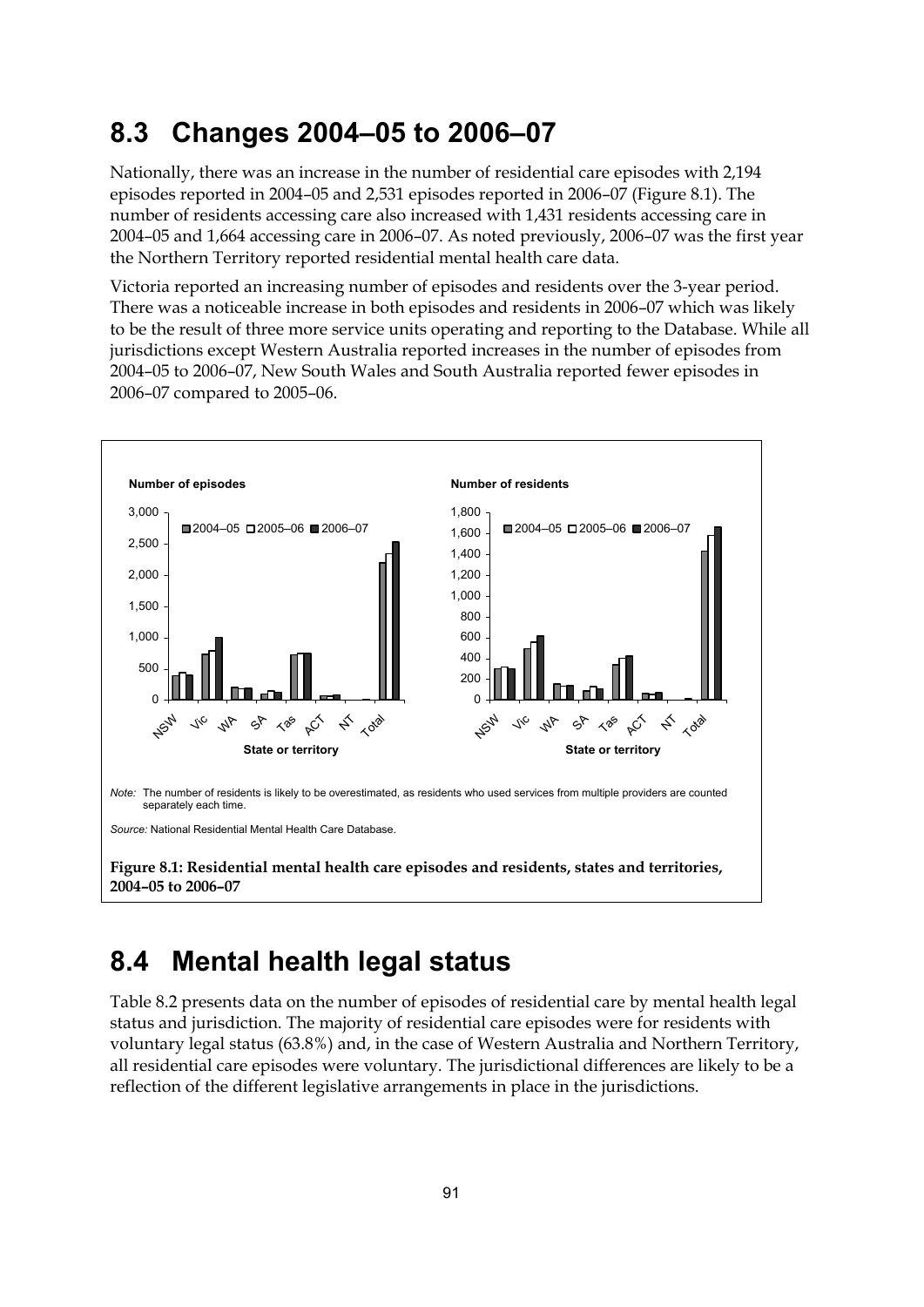## 8.3 Changes 2004–05 to 2006–07

Nationally, there was an increase in the number of residential care episodes with 2,194 episodes reported in 2004–05 and 2,531 episodes reported in 2006–07 (Figure 8.1). The number of residents accessing care also increased with 1,431 residents accessing care in 2004–05 and 1,664 accessing care in 2006–07. As noted previously, 2006–07 was the first year the Northern Territory reported residential mental health care data.

Victoria reported an increasing number of episodes and residents over the 3-year period. There was a noticeable increase in both episodes and residents in 2006–07 which was likely to be the result of three more service units operating and reporting to the Database. While all jurisdictions except Western Australia reported increases in the number of episodes from 2004–05 to 2006–07, New South Wales and South Australia reported fewer episodes in 2006–07 compared to 2005–06.

*Note:* The number of residents is likely to be overestimated, as residents who used services from multiple providers are counted separately each time.

*Source:* National Residential Mental Health Care Database.

**Figure 8.1: Residential mental health care episodes and residents, states and territories, 2004–05 to 2006–07**

## 8.4 Mental health legal status

Table 8.2 presents data on the number of episodes of residential care by mental health legal status and jurisdiction. The majority of residential care episodes were for residents with voluntary legal status (63.8%) and, in the case of Western Australia and Northern Territory, all residential care episodes were voluntary. The jurisdictional differences are likely to be a reflection of the different legislative arrangements in place in the jurisdictions.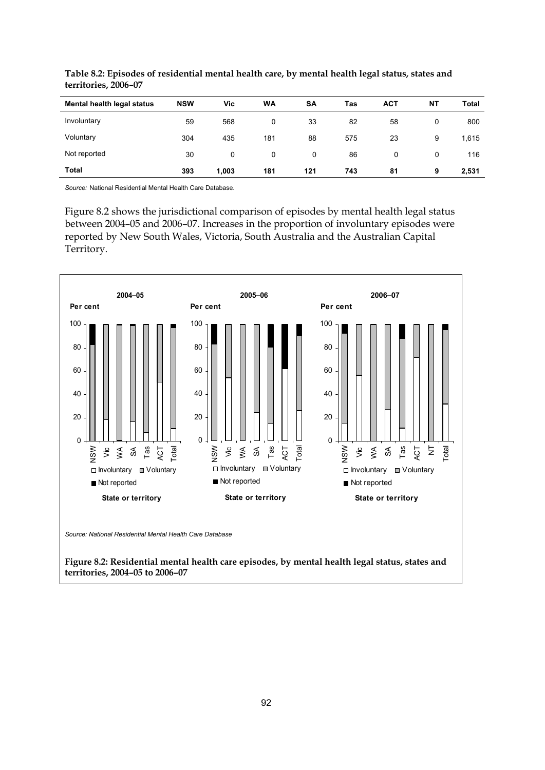**Table 8.2: Episodes of residential mental health care, by mental health legal status, states and territories, 2006–07**

| Mental health legal status | NSW | Vic | WA | SA | Tas | ACT | NT | Total |
|---|---|---|---|---|---|---|---|---|
| Involuntary | 59 | 568 | 0 | 33 | 82 | 58 | 0 | 800 |
| Voluntary | 304 | 435 | 181 | 88 | 575 | 23 | 9 | 1,615 |
| Not reported | 30 | 0 | 0 | 0 | 86 | 0 | 0 | 116 |
| **Total** | **393** | **1,003** | **181** | **121** | **743** | **81** | **9** | **2,531** |

*Source:* National Residential Mental Health Care Database.

Figure 8.2 shows the jurisdictional comparison of episodes by mental health legal status between 2004–05 and 2006–07. Increases in the proportion of involuntary episodes were reported by New South Wales, Victoria, South Australia and the Australian Capital Territory.

*Source: National Residential Mental Health Care Database*

**Figure 8.2: Residential mental health care episodes, by mental health legal status, states and territories, 2004–05 to 2006–07**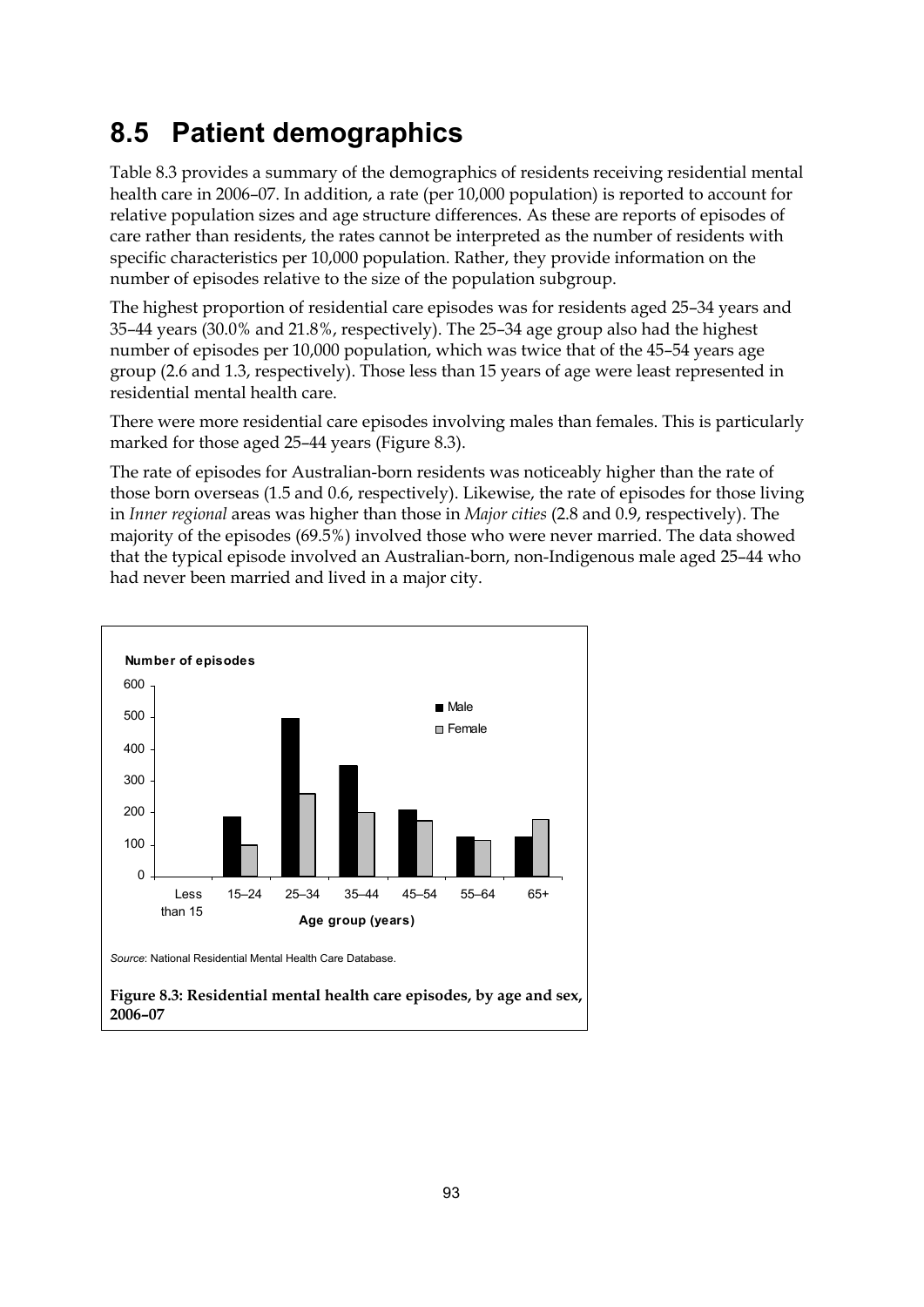## 8.5 Patient demographics

Table 8.3 provides a summary of the demographics of residents receiving residential mental health care in 2006–07. In addition, a rate (per 10,000 population) is reported to account for relative population sizes and age structure differences. As these are reports of episodes of care rather than residents, the rates cannot be interpreted as the number of residents with specific characteristics per 10,000 population. Rather, they provide information on the number of episodes relative to the size of the population subgroup.

The highest proportion of residential care episodes was for residents aged 25–34 years and 35–44 years (30.0% and 21.8%, respectively). The 25–34 age group also had the highest number of episodes per 10,000 population, which was twice that of the 45–54 years age group (2.6 and 1.3, respectively). Those less than 15 years of age were least represented in residential mental health care.

There were more residential care episodes involving males than females. This is particularly marked for those aged 25–44 years (Figure 8.3).

The rate of episodes for Australian-born residents was noticeably higher than the rate of those born overseas (1.5 and 0.6, respectively). Likewise, the rate of episodes for those living in *Inner regional* areas was higher than those in *Major cities* (2.8 and 0.9, respectively). The majority of the episodes (69.5%) involved those who were never married. The data showed that the typical episode involved an Australian-born, non-Indigenous male aged 25–44 who had never been married and lived in a major city.

*Source*: National Residential Mental Health Care Database.

**Figure 8.3: Residential mental health care episodes, by age and sex, 2006–07**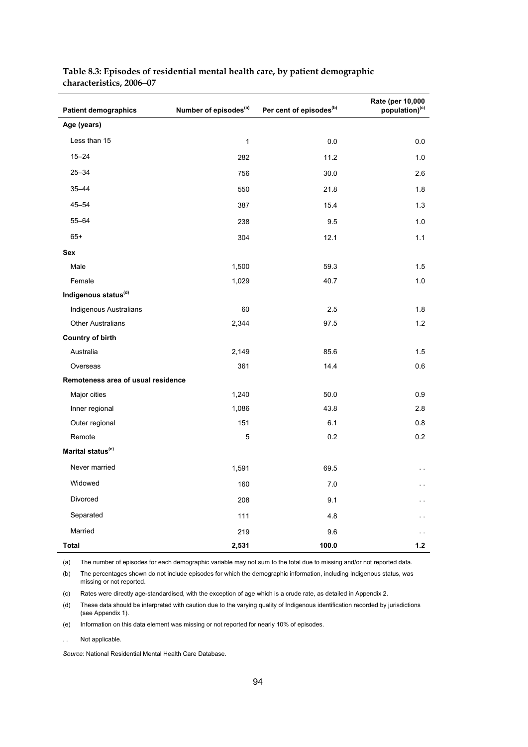**Table 8.3: Episodes of residential mental health care, by patient demographic characteristics, 2006–07**

| Patient demographics | Number of episodes[(a)] | Per cent of episodes[(b)] | Rate (per 10,000 population)[(c)] |
|---|---|---|---|
| **Age (years)** | | | |
| Less than 15 | 1 | 0.0 | 0.0 |
| 15–24 | 282 | 11.2 | 1.0 |
| 25–34 | 756 | 30.0 | 2.6 |
| 35–44 | 550 | 21.8 | 1.8 |
| 45–54 | 387 | 15.4 | 1.3 |
| 55–64 | 238 | 9.5 | 1.0 |
| 65+ | 304 | 12.1 | 1.1 |
| **Sex** | | | |
| Male | 1,500 | 59.3 | 1.5 |
| Female | 1,029 | 40.7 | 1.0 |
| **Indigenous status[(d)]** | | | |
| Indigenous Australians | 60 | 2.5 | 1.8 |
| Other Australians | 2,344 | 97.5 | 1.2 |
| **Country of birth** | | | |
| Australia | 2,149 | 85.6 | 1.5 |
| Overseas | 361 | 14.4 | 0.6 |
| **Remoteness area of usual residence** | | | |
| Major cities | 1,240 | 50.0 | 0.9 |
| Inner regional | 1,086 | 43.8 | 2.8 |
| Outer regional | 151 | 6.1 | 0.8 |
| Remote | 5 | 0.2 | 0.2 |
| **Marital status[(e)]** | | | |
| Never married | 1,591 | 69.5 | . . |
| Widowed | 160 | 7.0 | . . |
| Divorced | 208 | 9.1 | . . |
| Separated | 111 | 4.8 | . . |
| Married | 219 | 9.6 | . . |
| **Total** | **2,531** | **100.0** | **1.2** |

(a) The number of episodes for each demographic variable may not sum to the total due to missing and/or not reported data.

(b) The percentages shown do not include episodes for which the demographic information, including Indigenous status, was missing or not reported.

(c) Rates were directly age-standardised, with the exception of age which is a crude rate, as detailed in Appendix 2.

(d) These data should be interpreted with caution due to the varying quality of Indigenous identification recorded by jurisdictions (see Appendix 1).

(e) Information on this data element was missing or not reported for nearly 10% of episodes.

. . Not applicable.

*Source:* National Residential Mental Health Care Database.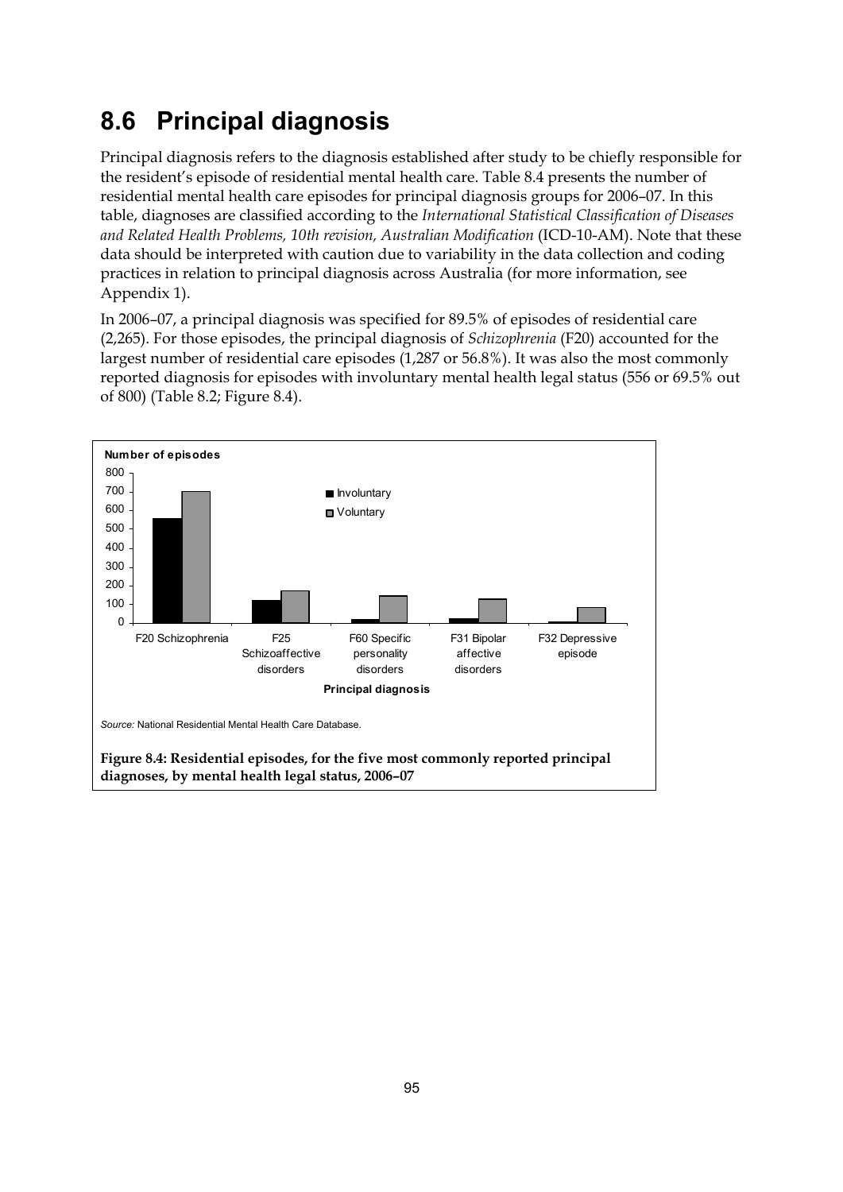## 8.6 Principal diagnosis

Principal diagnosis refers to the diagnosis established after study to be chiefly responsible for the resident's episode of residential mental health care. Table 8.4 presents the number of residential mental health care episodes for principal diagnosis groups for 2006–07. In this table, diagnoses are classified according to the *International Statistical Classification of Diseases and Related Health Problems, 10th revision, Australian Modification* (ICD-10-AM). Note that these data should be interpreted with caution due to variability in the data collection and coding practices in relation to principal diagnosis across Australia (for more information, see Appendix 1).

In 2006–07, a principal diagnosis was specified for 89.5% of episodes of residential care (2,265). For those episodes, the principal diagnosis of *Schizophrenia* (F20) accounted for the largest number of residential care episodes (1,287 or 56.8%). It was also the most commonly reported diagnosis for episodes with involuntary mental health legal status (556 or 69.5% out of 800) (Table 8.2; Figure 8.4).

Number of episodes

Principal diagnosis: F20 Schizophrenia; F25 Schizoaffective disorders; F60 Specific personality disorders; F31 Bipolar affective disorders; F32 Depressive episode

Legend: Involuntary; Voluntary

*Source:* National Residential Mental Health Care Database.

**Figure 8.4: Residential episodes, for the five most commonly reported principal diagnoses, by mental health legal status, 2006–07**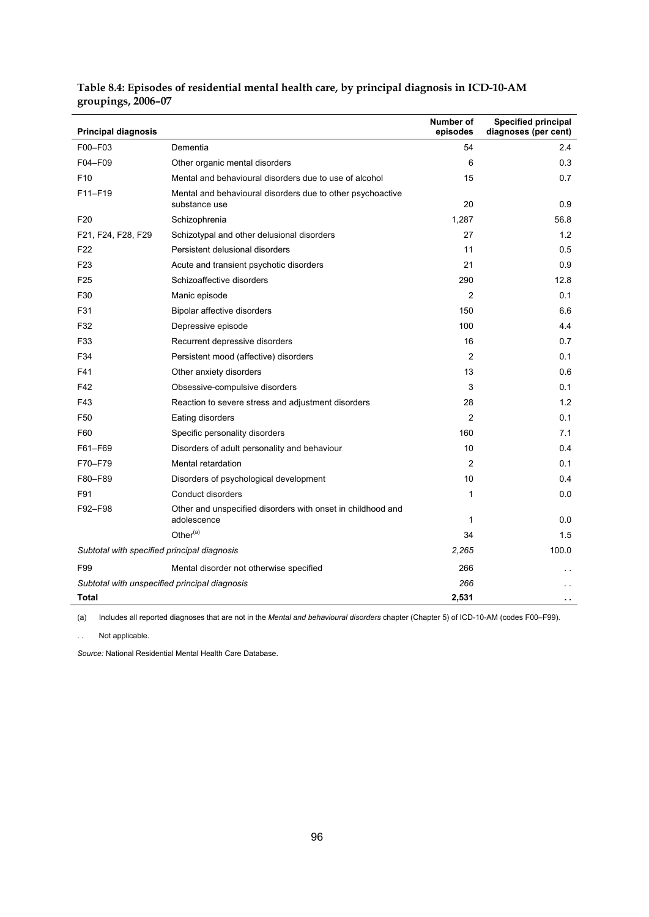**Table 8.4: Episodes of residential mental health care, by principal diagnosis in ICD-10-AM groupings, 2006–07**

| Principal diagnosis | | Number of episodes | Specified principal diagnoses (per cent) |
|---|---|---|---|
| F00–F03 | Dementia | 54 | 2.4 |
| F04–F09 | Other organic mental disorders | 6 | 0.3 |
| F10 | Mental and behavioural disorders due to use of alcohol | 15 | 0.7 |
| F11–F19 | Mental and behavioural disorders due to other psychoactive substance use | 20 | 0.9 |
| F20 | Schizophrenia | 1,287 | 56.8 |
| F21, F24, F28, F29 | Schizotypal and other delusional disorders | 27 | 1.2 |
| F22 | Persistent delusional disorders | 11 | 0.5 |
| F23 | Acute and transient psychotic disorders | 21 | 0.9 |
| F25 | Schizoaffective disorders | 290 | 12.8 |
| F30 | Manic episode | 2 | 0.1 |
| F31 | Bipolar affective disorders | 150 | 6.6 |
| F32 | Depressive episode | 100 | 4.4 |
| F33 | Recurrent depressive disorders | 16 | 0.7 |
| F34 | Persistent mood (affective) disorders | 2 | 0.1 |
| F41 | Other anxiety disorders | 13 | 0.6 |
| F42 | Obsessive-compulsive disorders | 3 | 0.1 |
| F43 | Reaction to severe stress and adjustment disorders | 28 | 1.2 |
| F50 | Eating disorders | 2 | 0.1 |
| F60 | Specific personality disorders | 160 | 7.1 |
| F61–F69 | Disorders of adult personality and behaviour | 10 | 0.4 |
| F70–F79 | Mental retardation | 2 | 0.1 |
| F80–F89 | Disorders of psychological development | 10 | 0.4 |
| F91 | Conduct disorders | 1 | 0.0 |
| F92–F98 | Other and unspecified disorders with onset in childhood and adolescence | 1 | 0.0 |
| | Other[(a)] | 34 | 1.5 |
| *Subtotal with specified principal diagnosis* | | *2,265* | 100.0 |
| F99 | Mental disorder not otherwise specified | 266 | . . |
| *Subtotal with unspecified principal diagnosis* | | *266* | . . |
| **Total** | | **2,531** | **. .** |

(a) Includes all reported diagnoses that are not in the *Mental and behavioural disorders* chapter (Chapter 5) of ICD-10-AM (codes F00–F99).

. . Not applicable.

*Source:* National Residential Mental Health Care Database.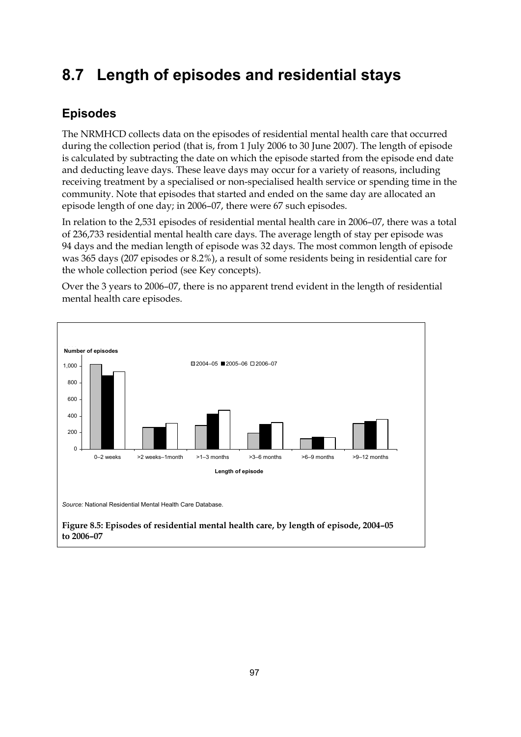# 8.7 Length of episodes and residential stays

## Episodes

The NRMHCD collects data on the episodes of residential mental health care that occurred during the collection period (that is, from 1 July 2006 to 30 June 2007). The length of episode is calculated by subtracting the date on which the episode started from the episode end date and deducting leave days. These leave days may occur for a variety of reasons, including receiving treatment by a specialised or non-specialised health service or spending time in the community. Note that episodes that started and ended on the same day are allocated an episode length of one day; in 2006–07, there were 67 such episodes.

In relation to the 2,531 episodes of residential mental health care in 2006–07, there was a total of 236,733 residential mental health care days. The average length of stay per episode was 94 days and the median length of episode was 32 days. The most common length of episode was 365 days (207 episodes or 8.2%), a result of some residents being in residential care for the whole collection period (see Key concepts).

Over the 3 years to 2006–07, there is no apparent trend evident in the length of residential mental health care episodes.

*Source:* National Residential Mental Health Care Database.

**Figure 8.5: Episodes of residential mental health care, by length of episode, 2004–05 to 2006–07**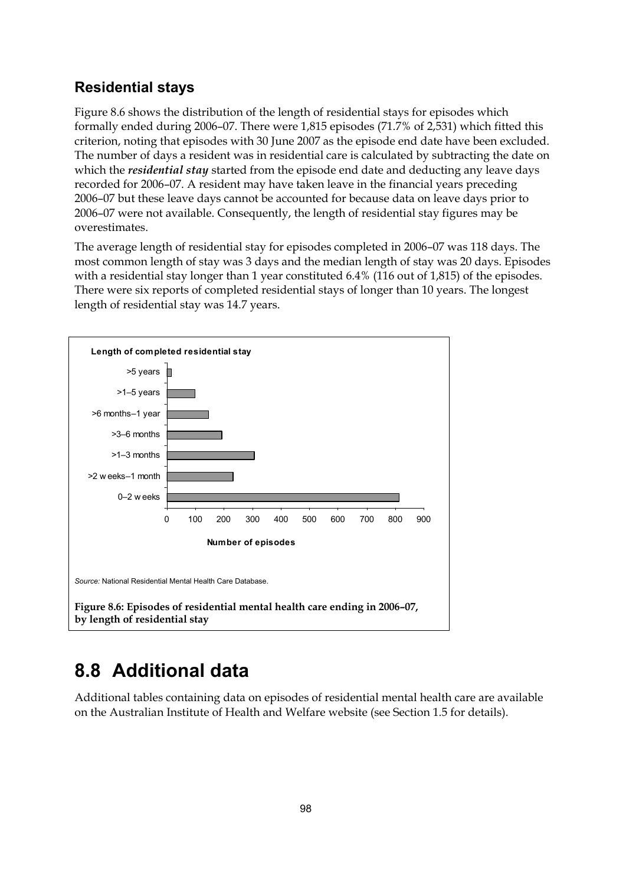## Residential stays

Figure 8.6 shows the distribution of the length of residential stays for episodes which formally ended during 2006–07. There were 1,815 episodes (71.7% of 2,531) which fitted this criterion, noting that episodes with 30 June 2007 as the episode end date have been excluded. The number of days a resident was in residential care is calculated by subtracting the date on which the ***residential stay*** started from the episode end date and deducting any leave days recorded for 2006–07. A resident may have taken leave in the financial years preceding 2006–07 but these leave days cannot be accounted for because data on leave days prior to 2006–07 were not available. Consequently, the length of residential stay figures may be overestimates.

The average length of residential stay for episodes completed in 2006–07 was 118 days. The most common length of stay was 3 days and the median length of stay was 20 days. Episodes with a residential stay longer than 1 year constituted 6.4% (116 out of 1,815) of the episodes. There were six reports of completed residential stays of longer than 10 years. The longest length of residential stay was 14.7 years.

**Length of completed residential stay**

>5 years
>1–5 years
>6 months–1 year
>3–6 months
>1–3 months
>2 weeks–1 month
0–2 weeks

0 100 200 300 400 500 600 700 800 900

**Number of episodes**

*Source:* National Residential Mental Health Care Database.

**Figure 8.6: Episodes of residential mental health care ending in 2006–07, by length of residential stay**

# 8.8 Additional data

Additional tables containing data on episodes of residential mental health care are available on the Australian Institute of Health and Welfare website (see Section 1.5 for details).